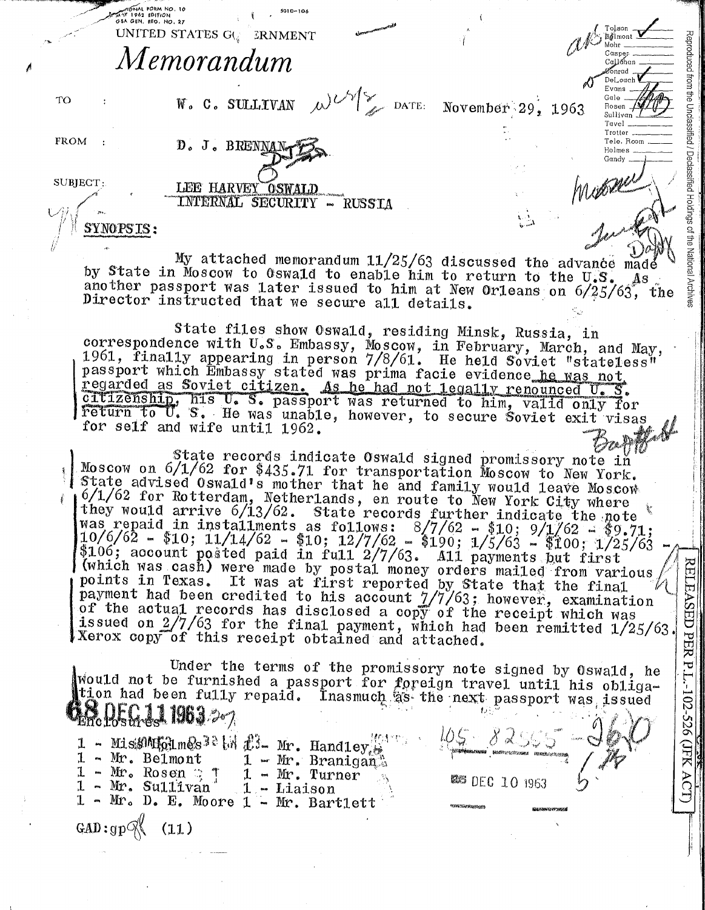OPTIONAL FORM NO. 10
MAY 1962 EDITION
GSA GEN. REG. NO. 27

5010-106

UNITED STATES GOVERNMENT

# *Memorandum*

TO : W. C. SULLIVAN DATE: November 29, 1963

FROM : D. J. BRENNAN

SUBJECT: LEE HARVEY OSWALD
INTERNAL SECURITY - RUSSIA

Tolson
Belmont
Mohr
Casper
Callahan
Conrad
DeLoach
Evans
Gale
Rosen
Sullivan
Tavel
Trotter
Tele. Room
Holmes
Gandy

Reproduced from the Unclassified / Declassified Holdings of the National Archives

**SYNOPSIS:**

My attached memorandum 11/25/63 discussed the advance made by State in Moscow to Oswald to enable him to return to the U.S. As another passport was later issued to him at New Orleans on 6/25/63, the Director instructed that we secure all details.

State files show Oswald, residing Minsk, Russia, in correspondence with U.S. Embassy, Moscow, in February, March, and May, 1961, finally appearing in person 7/8/61. He held Soviet "stateless" passport which Embassy stated was prima facie evidence he was not regarded as Soviet citizen. As he had not legally renounced U. S. citizenship, his U. S. passport was returned to him, valid only for return to U. S. He was unable, however, to secure Soviet exit visas for self and wife until 1962.

State records indicate Oswald signed promissory note in Moscow on 6/1/62 for $435.71 for transportation Moscow to New York. State advised Oswald's mother that he and family would leave Moscow 6/1/62 for Rotterdam, Netherlands, en route to New York City where they would arrive 6/13/62. State records further indicate the note was repaid in installments as follows: 8/7/62 - $10; 9/1/62 - $9.71; 10/6/62 - $10; 11/14/62 - $10; 12/7/62 - $190; 1/5/63 - $100; 1/25/63 - $106; account posted paid in full 2/7/63. All payments but first (which was cash) were made by postal money orders mailed from various points in Texas. It was at first reported by State that the final payment had been credited to his account 7/7/63; however, examination of the actual records has disclosed a copy of the receipt which was issued on 2/7/63 for the final payment, which had been remitted 1/25/63. Xerox copy of this receipt obtained and attached.

Under the terms of the promissory note signed by Oswald, he would not be furnished a passport for foreign travel until his obligation had been fully repaid. Inasmuch as the next passport was issued

68 DEC 11 1963

Enclosures

1 - Miss Holmes
1 - Mr. Belmont
1 - Mr. Rosen
1 - Mr. Sullivan
1 - Mr. D. E. Moore
1 - Mr. Handley
1 - Mr. Branigan
1 - Mr. Turner
1 - Liaison
1 - Mr. Bartlett

105-82555-960

DEC 10 1963

GAD:gp (11)

RELEASED PER P.L.-102-526 (JFK ACT)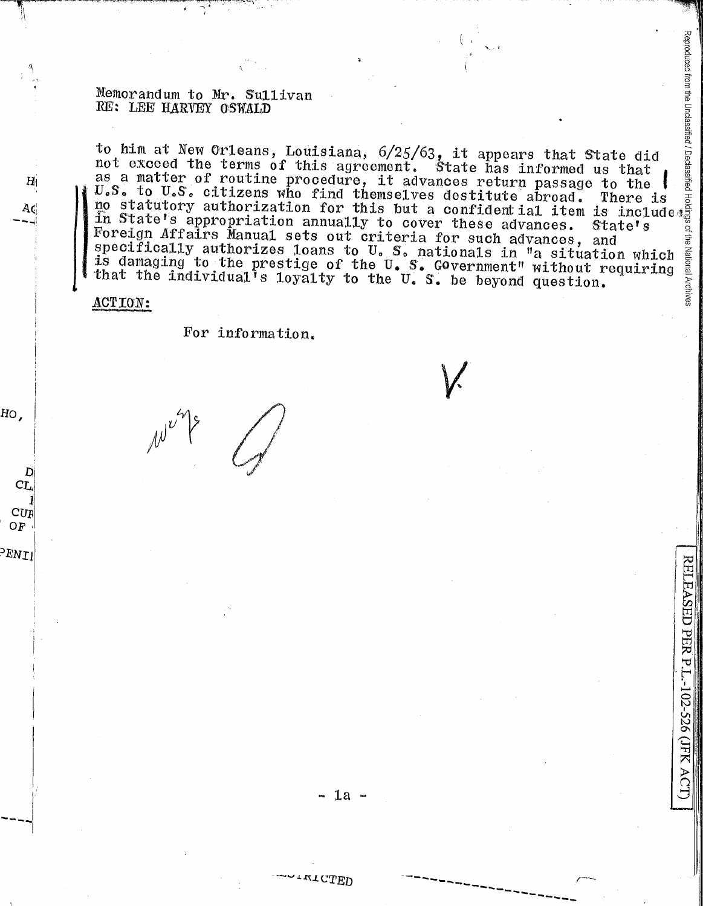Memorandum to Mr. Sullivan
RE: LEE HARVEY OSWALD

to him at New Orleans, Louisiana, 6/25/63, it appears that State did not exceed the terms of this agreement. State has informed us that as a matter of routine procedure, it advances return passage to the U.S. to U.S. citizens who find themselves destitute abroad. There is no statutory authorization for this but a confidential item is included in State's appropriation annually to cover these advances. State's Foreign Affairs Manual sets out criteria for such advances, and specifically authorizes loans to U. S. nationals in "a situation which is damaging to the prestige of the U. S. Government" without requiring that the individual's loyalty to the U. S. be beyond question.

ACTION:

For information.

- 1a -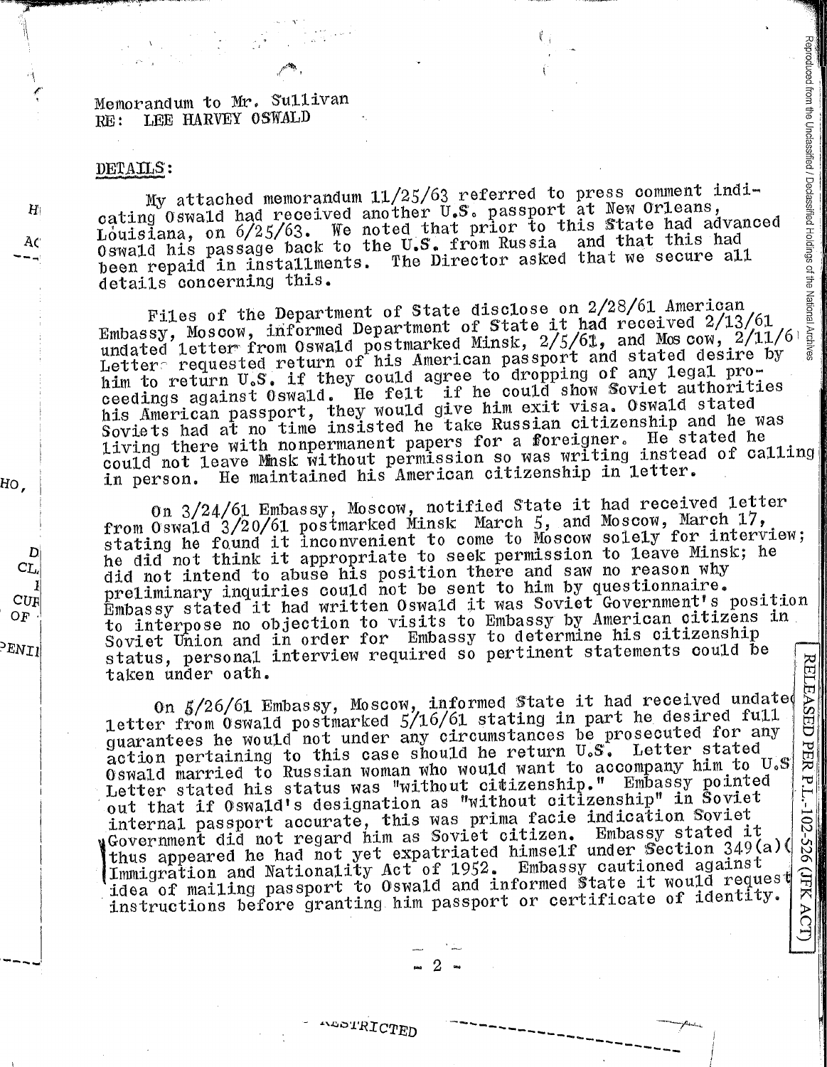Memorandum to Mr. Sullivan
RE: LEE HARVEY OSWALD

DETAILS:

My attached memorandum 11/25/63 referred to press comment indicating Oswald had received another U.S. passport at New Orleans, Louisiana, on 6/25/63. We noted that prior to this State had advanced Oswald his passage back to the U.S. from Russia and that this had been repaid in installments. The Director asked that we secure all details concerning this.

Files of the Department of State disclose on 2/28/61 American Embassy, Moscow, informed Department of State it had received 2/13/61 undated letter from Oswald postmarked Minsk, 2/5/61, and Moscow, 2/11/61. Letter requested return of his American passport and stated desire by him to return U.S. if they could agree to dropping of any legal proceedings against Oswald. He felt if he could show Soviet authorities his American passport, they would give him exit visa. Oswald stated Soviets had at no time insisted he take Russian citizenship and he was living there with nonpermanent papers for a foreigner. He stated he could not leave Minsk without permission so was writing instead of calling in person. He maintained his American citizenship in letter.

On 3/24/61 Embassy, Moscow, notified State it had received letter from Oswald 3/20/61 postmarked Minsk March 5, and Moscow, March 17, stating he found it inconvenient to come to Moscow solely for interview; he did not think it appropriate to seek permission to leave Minsk; he did not intend to abuse his position there and saw no reason why preliminary inquiries could not be sent to him by questionnaire. Embassy stated it had written Oswald it was Soviet Government's position to interpose no objection to visits to Embassy by American citizens in Soviet Union and in order for Embassy to determine his citizenship status, personal interview required so pertinent statements could be taken under oath.

On 5/26/61 Embassy, Moscow, informed State it had received undated letter from Oswald postmarked 5/16/61 stating in part he desired full guarantees he would not under any circumstances be prosecuted for any action pertaining to this case should he return U.S. Letter stated Oswald married to Russian woman who would want to accompany him to U.S. Letter stated his status was "without citizenship." Embassy pointed out that if Oswald's designation as "without citizenship" in Soviet internal passport accurate, this was prima facie indication Soviet Government did not regard him as Soviet citizen. Embassy stated it thus appeared he had not yet expatriated himself under Section 349(a)( Immigration and Nationality Act of 1952. Embassy cautioned against idea of mailing passport to Oswald and informed State it would request instructions before granting him passport or certificate of identity.

RESTRICTED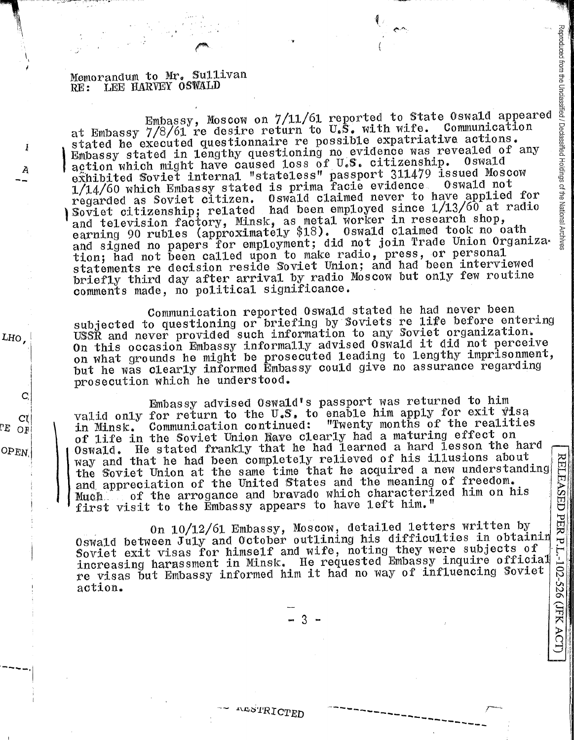Memorandum to Mr. Sullivan
RE: LEE HARVEY OSWALD

Embassy, Moscow on 7/11/61 reported to State Oswald appeared at Embassy 7/8/61 re desire return to U.S. with wife. Communication stated he executed questionnaire re possible expatriative actions. Embassy stated in lengthy questioning no evidence was revealed of any action which might have caused loss of U.S. citizenship. Oswald exhibited Soviet internal "stateless" passport 311479 issued Moscow 1/14/60 which Embassy stated is prima facie evidence Oswald not regarded as Soviet citizen. Oswald claimed never to have applied for Soviet citizenship; related had been employed since 1/13/60 at radio and television factory, Minsk, as metal worker in research shop, earning 90 rubles (approximately $18). Oswald claimed took no oath and signed no papers for employment; did not join Trade Union Organization; had not been called upon to make radio, press, or personal statements re decision reside Soviet Union; and had been interviewed briefly third day after arrival by radio Moscow but only few routine comments made, no political significance.

Communication reported Oswald stated he had never been subjected to questioning or briefing by Soviets re life before entering USSR and never provided such information to any Soviet organization. On this occasion Embassy informally advised Oswald it did not perceive on what grounds he might be prosecuted leading to lengthy imprisonment, but he was clearly informed Embassy could give no assurance regarding prosecution which he understood.

Embassy advised Oswald's passport was returned to him valid only for return to the U.S. to enable him apply for exit visa in Minsk. Communication continued: "Twenty months of the realities of life in the Soviet Union have clearly had a maturing effect on Oswald. He stated frankly that he had learned a hard lesson the hard way and that he had been completely relieved of his illusions about the Soviet Union at the same time that he acquired a new understanding and appreciation of the United States and the meaning of freedom. Much of the arrogance and bravado which characterized him on his first visit to the Embassy appears to have left him."

On 10/12/61 Embassy, Moscow, detailed letters written by Oswald between July and October outlining his difficulties in obtaining Soviet exit visas for himself and wife, noting they were subjects of increasing harassment in Minsk. He requested Embassy inquire official re visas but Embassy informed him it had no way of influencing Soviet action.

RESTRICTED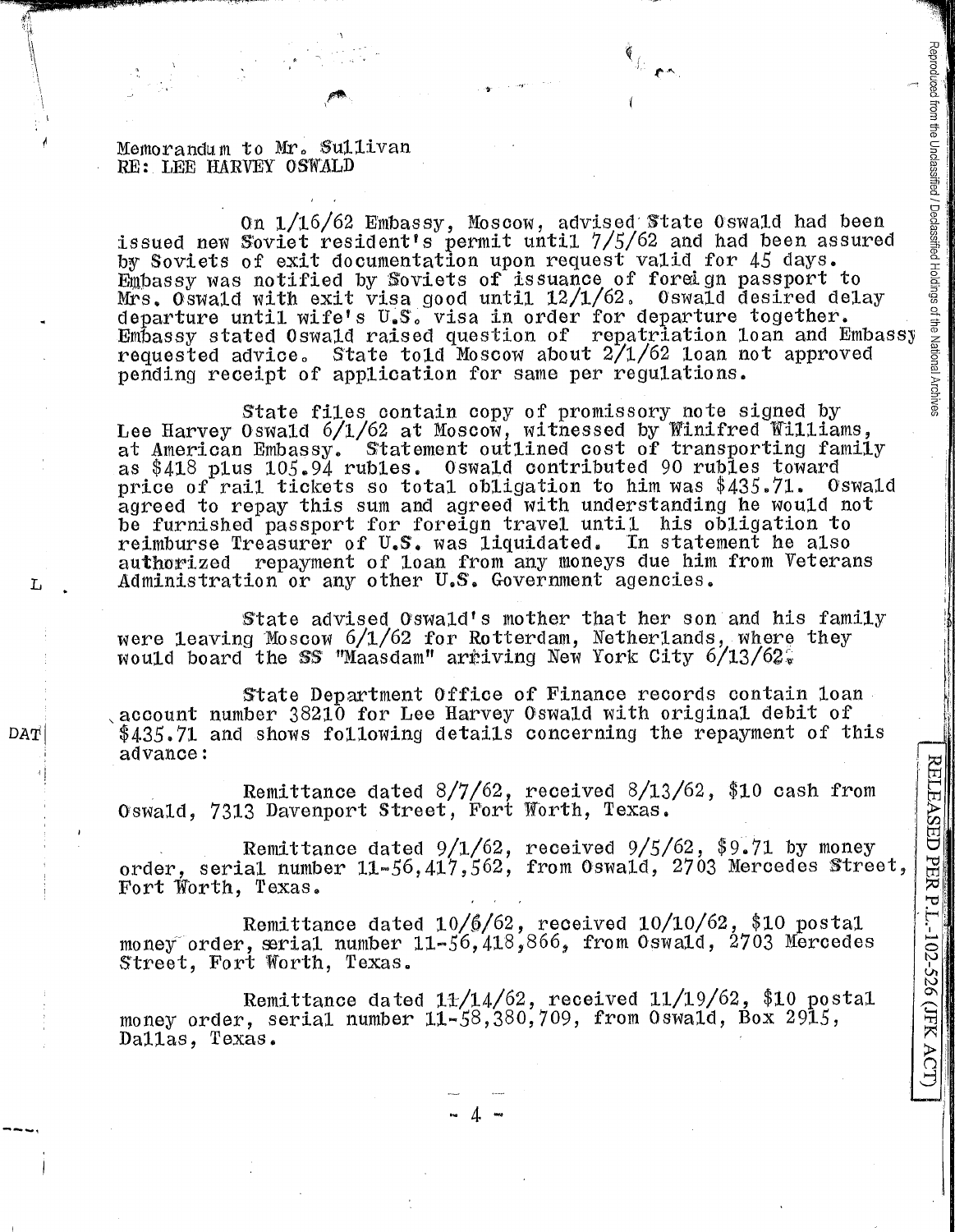Memorandum to Mr. Sullivan
RE: LEE HARVEY OSWALD

On 1/16/62 Embassy, Moscow, advised State Oswald had been issued new Soviet resident's permit until 7/5/62 and had been assured by Soviets of exit documentation upon request valid for 45 days. Embassy was notified by Soviets of issuance of foreign passport to Mrs. Oswald with exit visa good until 12/1/62. Oswald desired delay departure until wife's U.S. visa in order for departure together. Embassy stated Oswald raised question of repatriation loan and Embassy requested advice. State told Moscow about 2/1/62 loan not approved pending receipt of application for same per regulations.

State files contain copy of promissory note signed by Lee Harvey Oswald 6/1/62 at Moscow, witnessed by Winifred Williams, at American Embassy. Statement outlined cost of transporting family as $418 plus 105.94 rubles. Oswald contributed 90 rubles toward price of rail tickets so total obligation to him was $435.71. Oswald agreed to repay this sum and agreed with understanding he would not be furnished passport for foreign travel until his obligation to reimburse Treasurer of U.S. was liquidated. In statement he also authorized repayment of loan from any moneys due him from Veterans Administration or any other U.S. Government agencies.

State advised Oswald's mother that her son and his family were leaving Moscow 6/1/62 for Rotterdam, Netherlands, where they would board the SS "Maasdam" arriving New York City 6/13/62.

State Department Office of Finance records contain loan account number 38210 for Lee Harvey Oswald with original debit of $435.71 and shows following details concerning the repayment of this advance:

Remittance dated 8/7/62, received 8/13/62, $10 cash from Oswald, 7313 Davenport Street, Fort Worth, Texas.

Remittance dated 9/1/62, received 9/5/62, $9.71 by money order, serial number 11-56,417,562, from Oswald, 2703 Mercedes Street, Fort Worth, Texas.

Remittance dated 10/6/62, received 10/10/62, $10 postal money order, serial number 11-56,418,866, from Oswald, 2703 Mercedes Street, Fort Worth, Texas.

Remittance dated 11/14/62, received 11/19/62, $10 postal money order, serial number 11-58,380,709, from Oswald, Box 2915, Dallas, Texas.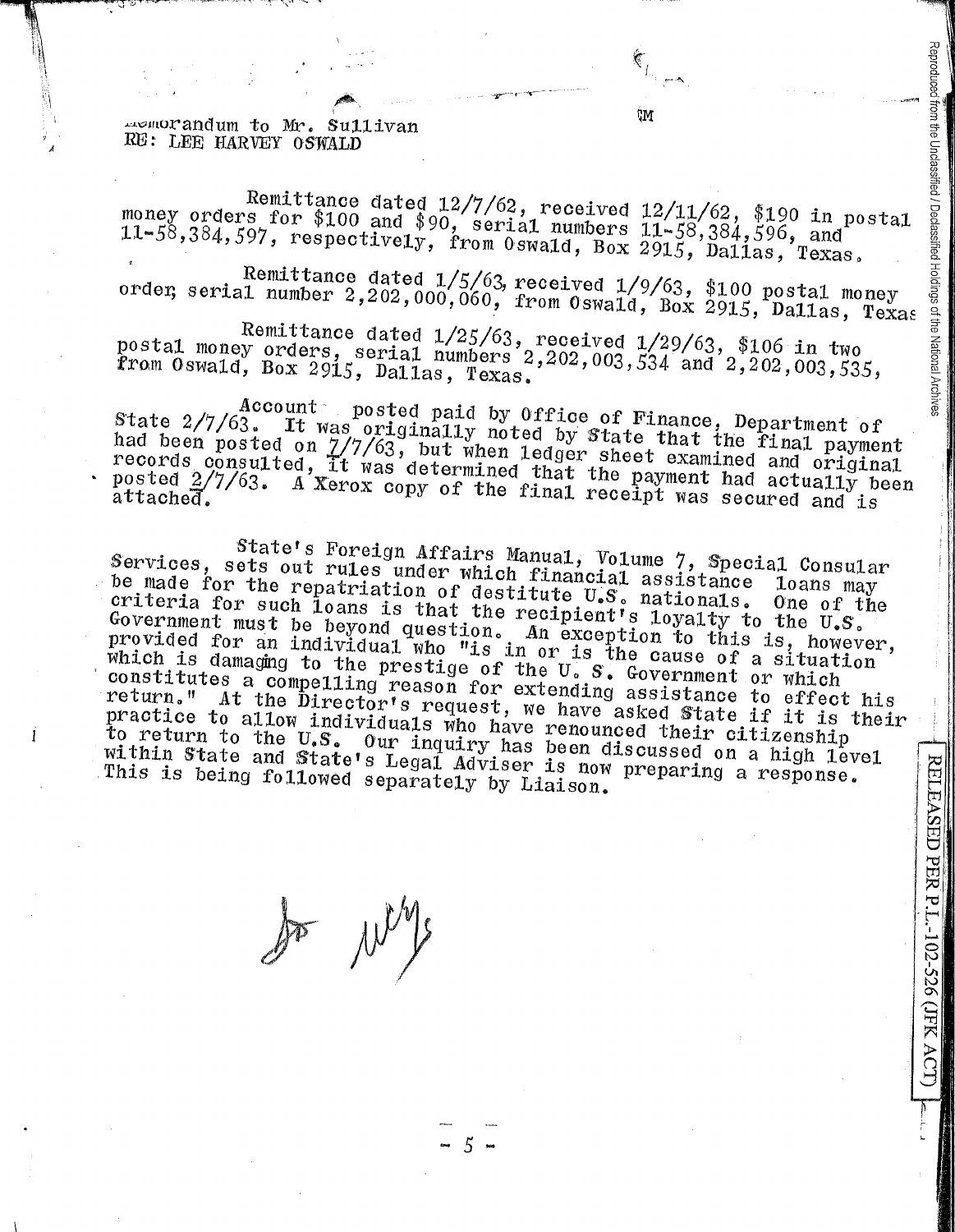Memorandum to Mr. Sullivan
RE: LEE HARVEY OSWALD

Remittance dated 12/7/62, received 12/11/62, $190 in postal money orders for $100 and $90, serial numbers 11-58,384,596, and 11-58,384,597, respectively, from Oswald, Box 2915, Dallas, Texas.

Remittance dated 1/5/63, received 1/9/63, $100 postal money order, serial number 2,202,000,060, from Oswald, Box 2915, Dallas, Texas

Remittance dated 1/25/63, received 1/29/63, $106 in two postal money orders, serial numbers 2,202,003,534 and 2,202,003,535, from Oswald, Box 2915, Dallas, Texas.

Account posted paid by Office of Finance, Department of State 2/7/63. It was originally noted by State that the final payment had been posted on 7/7/63, but when ledger sheet examined and original records consulted, it was determined that the payment had actually been posted 2/7/63. A Xerox copy of the final receipt was secured and is attached.

State's Foreign Affairs Manual, Volume 7, Special Consular Services, sets out rules under which financial assistance loans may be made for the repatriation of destitute U.S. nationals. One of the criteria for such loans is that the recipient's loyalty to the U.S. Government must be beyond question. An exception to this is, however, provided for an individual who "is in or is the cause of a situation which is damaging to the prestige of the U. S. Government or which constitutes a compelling reason for extending assistance to effect his return." At the Director's request, we have asked State if it is their practice to allow individuals who have renounced their citizenship to return to the U.S. Our inquiry has been discussed on a high level within State and State's Legal Adviser is now preparing a response. This is being followed separately by Liaison.